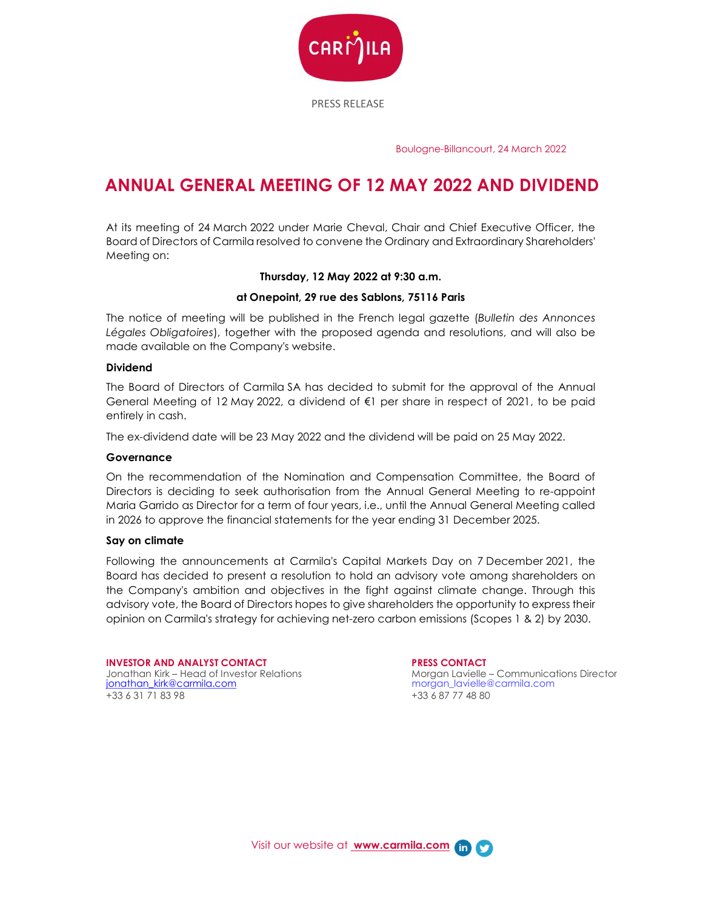PRESS RELEASE

Boulogne-Billancourt, 24 March 2022

# ANNUAL GENERAL MEETING OF 12 MAY 2022 AND DIVIDEND

At its meeting of 24 March 2022 under Marie Cheval, Chair and Chief Executive Officer, the Board of Directors of Carmila resolved to convene the Ordinary and Extraordinary Shareholders' Meeting on:

**Thursday, 12 May 2022 at 9:30 a.m.**

**at Onepoint, 29 rue des Sablons, 75116 Paris**

The notice of meeting will be published in the French legal gazette (*Bulletin des Annonces Légales Obligatoires*), together with the proposed agenda and resolutions, and will also be made available on the Company's website.

**Dividend**

The Board of Directors of Carmila SA has decided to submit for the approval of the Annual General Meeting of 12 May 2022, a dividend of €1 per share in respect of 2021, to be paid entirely in cash.

The ex-dividend date will be 23 May 2022 and the dividend will be paid on 25 May 2022.

**Governance**

On the recommendation of the Nomination and Compensation Committee, the Board of Directors is deciding to seek authorisation from the Annual General Meeting to re-appoint Maria Garrido as Director for a term of four years, i.e., until the Annual General Meeting called in 2026 to approve the financial statements for the year ending 31 December 2025.

**Say on climate**

Following the announcements at Carmila's Capital Markets Day on 7 December 2021, the Board has decided to present a resolution to hold an advisory vote among shareholders on the Company's ambition and objectives in the fight against climate change. Through this advisory vote, the Board of Directors hopes to give shareholders the opportunity to express their opinion on Carmila's strategy for achieving net-zero carbon emissions (Scopes 1 & 2) by 2030.

**INVESTOR AND ANALYST CONTACT**
Jonathan Kirk – Head of Investor Relations
jonathan_kirk@carmila.com
+33 6 31 71 83 98

**PRESS CONTACT**
Morgan Lavielle – Communications Director
morgan_lavielle@carmila.com
+33 6 87 77 48 80

Visit our website at **www.carmila.com**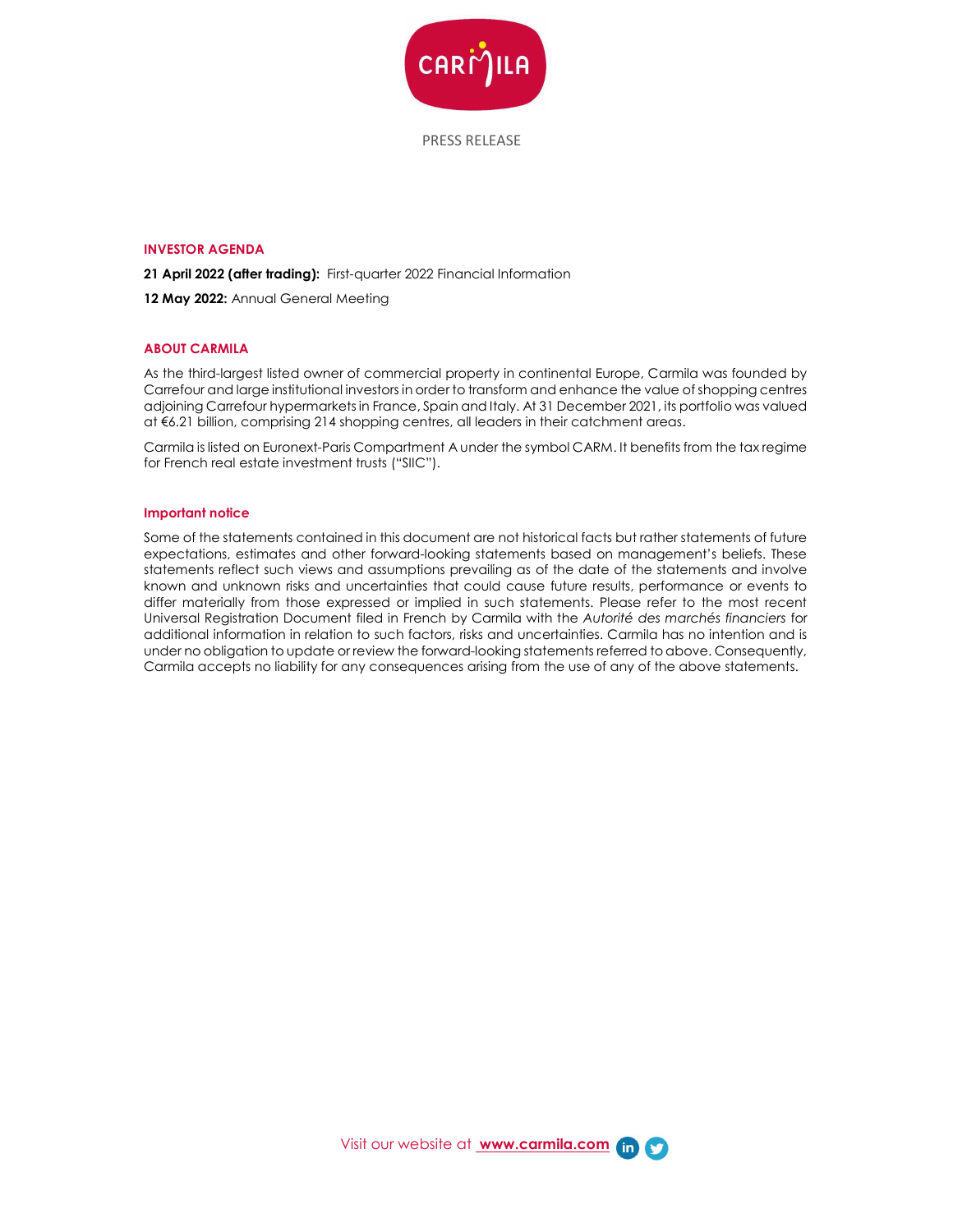PRESS RELEASE

## INVESTOR AGENDA

**21 April 2022 (after trading):** First-quarter 2022 Financial Information

**12 May 2022:** Annual General Meeting

## ABOUT CARMILA

As the third-largest listed owner of commercial property in continental Europe, Carmila was founded by Carrefour and large institutional investors in order to transform and enhance the value of shopping centres adjoining Carrefour hypermarkets in France, Spain and Italy. At 31 December 2021, its portfolio was valued at €6.21 billion, comprising 214 shopping centres, all leaders in their catchment areas.

Carmila is listed on Euronext-Paris Compartment A under the symbol CARM. It benefits from the tax regime for French real estate investment trusts ("SIIC").

## Important notice

Some of the statements contained in this document are not historical facts but rather statements of future expectations, estimates and other forward-looking statements based on management's beliefs. These statements reflect such views and assumptions prevailing as of the date of the statements and involve known and unknown risks and uncertainties that could cause future results, performance or events to differ materially from those expressed or implied in such statements. Please refer to the most recent Universal Registration Document filed in French by Carmila with the *Autorité des marchés financiers* for additional information in relation to such factors, risks and uncertainties. Carmila has no intention and is under no obligation to update or review the forward-looking statements referred to above. Consequently, Carmila accepts no liability for any consequences arising from the use of any of the above statements.

Visit our website at **www.carmila.com**